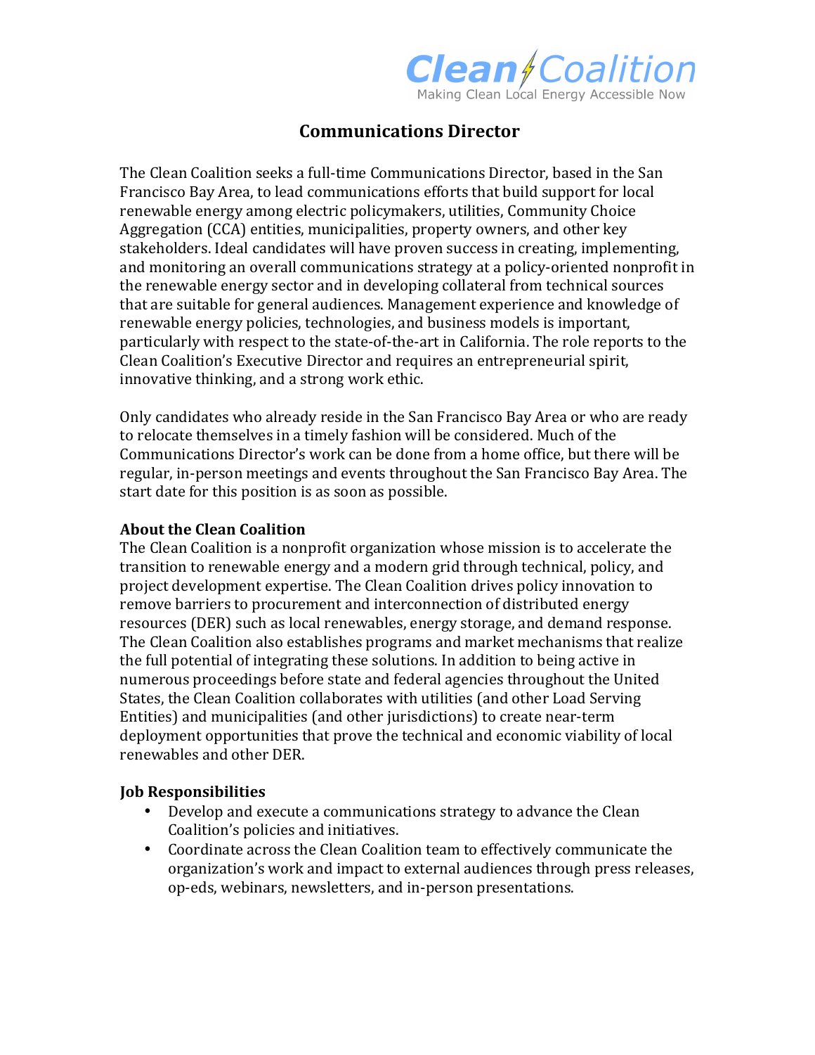Clean Coalition
Making Clean Local Energy Accessible Now

# Communications Director

The Clean Coalition seeks a full-time Communications Director, based in the San Francisco Bay Area, to lead communications efforts that build support for local renewable energy among electric policymakers, utilities, Community Choice Aggregation (CCA) entities, municipalities, property owners, and other key stakeholders. Ideal candidates will have proven success in creating, implementing, and monitoring an overall communications strategy at a policy-oriented nonprofit in the renewable energy sector and in developing collateral from technical sources that are suitable for general audiences. Management experience and knowledge of renewable energy policies, technologies, and business models is important, particularly with respect to the state-of-the-art in California. The role reports to the Clean Coalition's Executive Director and requires an entrepreneurial spirit, innovative thinking, and a strong work ethic.

Only candidates who already reside in the San Francisco Bay Area or who are ready to relocate themselves in a timely fashion will be considered. Much of the Communications Director's work can be done from a home office, but there will be regular, in-person meetings and events throughout the San Francisco Bay Area. The start date for this position is as soon as possible.

### About the Clean Coalition

The Clean Coalition is a nonprofit organization whose mission is to accelerate the transition to renewable energy and a modern grid through technical, policy, and project development expertise. The Clean Coalition drives policy innovation to remove barriers to procurement and interconnection of distributed energy resources (DER) such as local renewables, energy storage, and demand response. The Clean Coalition also establishes programs and market mechanisms that realize the full potential of integrating these solutions. In addition to being active in numerous proceedings before state and federal agencies throughout the United States, the Clean Coalition collaborates with utilities (and other Load Serving Entities) and municipalities (and other jurisdictions) to create near-term deployment opportunities that prove the technical and economic viability of local renewables and other DER.

### Job Responsibilities

- Develop and execute a communications strategy to advance the Clean Coalition's policies and initiatives.
- Coordinate across the Clean Coalition team to effectively communicate the organization's work and impact to external audiences through press releases, op-eds, webinars, newsletters, and in-person presentations.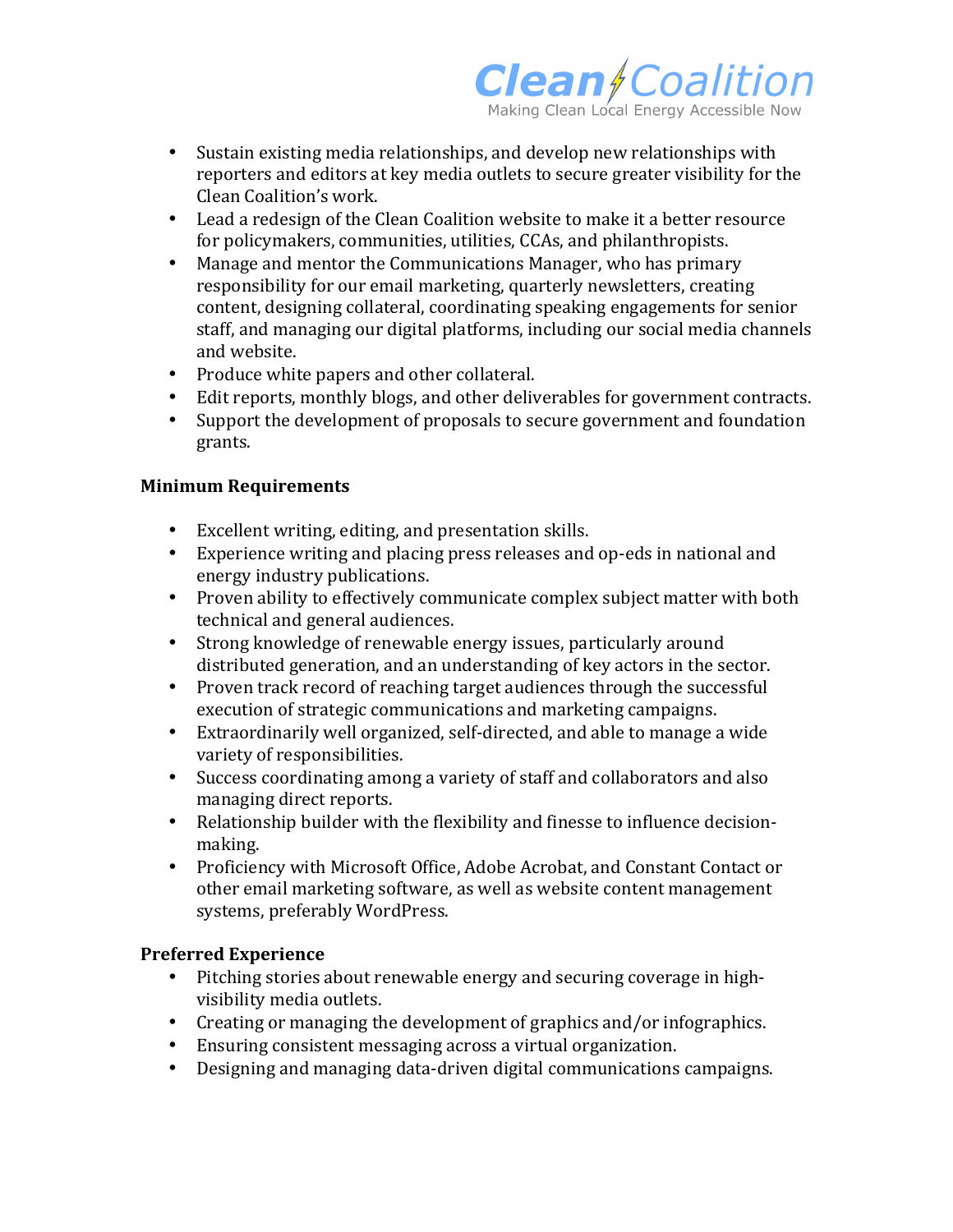- Sustain existing media relationships, and develop new relationships with reporters and editors at key media outlets to secure greater visibility for the Clean Coalition's work.
- Lead a redesign of the Clean Coalition website to make it a better resource for policymakers, communities, utilities, CCAs, and philanthropists.
- Manage and mentor the Communications Manager, who has primary responsibility for our email marketing, quarterly newsletters, creating content, designing collateral, coordinating speaking engagements for senior staff, and managing our digital platforms, including our social media channels and website.
- Produce white papers and other collateral.
- Edit reports, monthly blogs, and other deliverables for government contracts.
- Support the development of proposals to secure government and foundation grants.

**Minimum Requirements**

- Excellent writing, editing, and presentation skills.
- Experience writing and placing press releases and op-eds in national and energy industry publications.
- Proven ability to effectively communicate complex subject matter with both technical and general audiences.
- Strong knowledge of renewable energy issues, particularly around distributed generation, and an understanding of key actors in the sector.
- Proven track record of reaching target audiences through the successful execution of strategic communications and marketing campaigns.
- Extraordinarily well organized, self-directed, and able to manage a wide variety of responsibilities.
- Success coordinating among a variety of staff and collaborators and also managing direct reports.
- Relationship builder with the flexibility and finesse to influence decision-making.
- Proficiency with Microsoft Office, Adobe Acrobat, and Constant Contact or other email marketing software, as well as website content management systems, preferably WordPress.

**Preferred Experience**

- Pitching stories about renewable energy and securing coverage in high-visibility media outlets.
- Creating or managing the development of graphics and/or infographics.
- Ensuring consistent messaging across a virtual organization.
- Designing and managing data-driven digital communications campaigns.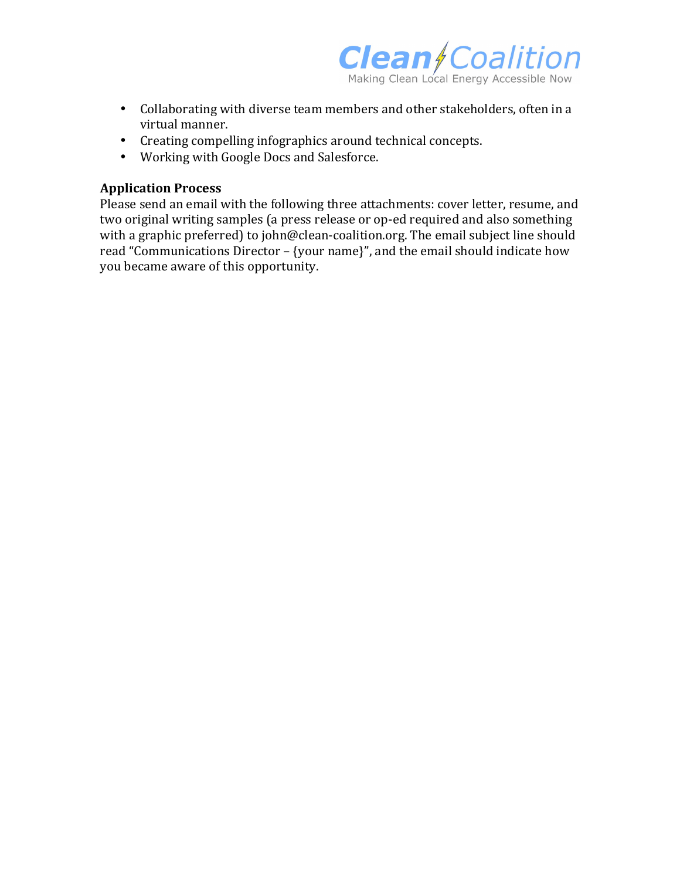- Collaborating with diverse team members and other stakeholders, often in a virtual manner.
- Creating compelling infographics around technical concepts.
- Working with Google Docs and Salesforce.

**Application Process**

Please send an email with the following three attachments: cover letter, resume, and two original writing samples (a press release or op-ed required and also something with a graphic preferred) to john@clean-coalition.org. The email subject line should read "Communications Director – {your name}", and the email should indicate how you became aware of this opportunity.